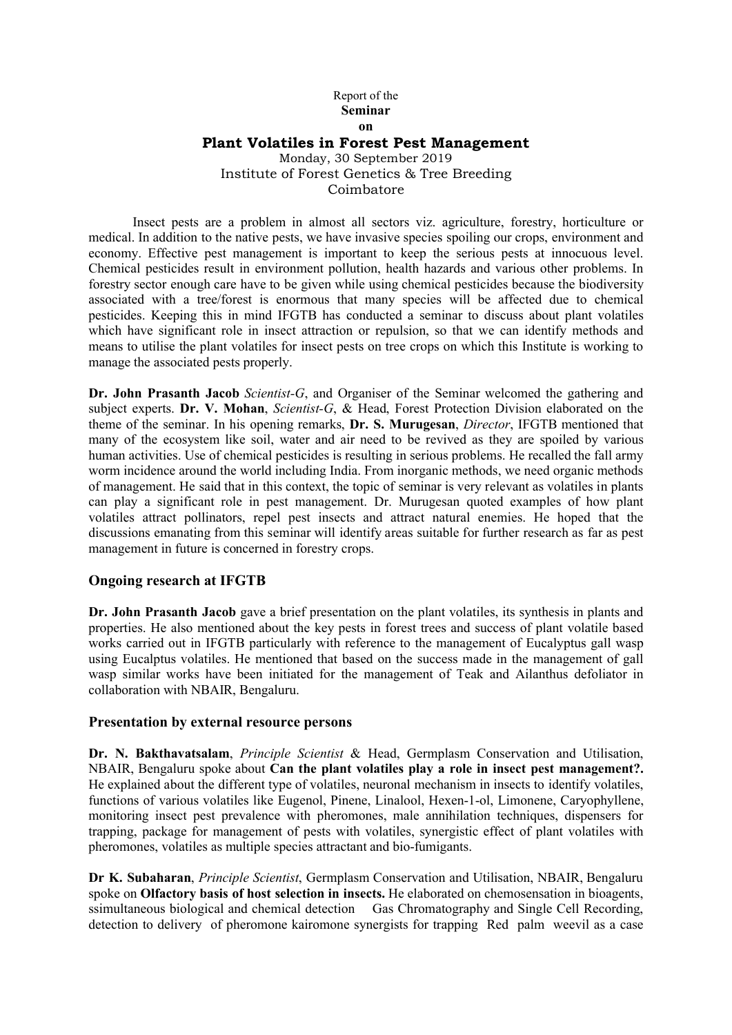Report of the

**Seminar**

**on**

# Plant Volatiles in Forest Pest Management

Monday, 30 September 2019

Institute of Forest Genetics & Tree Breeding

Coimbatore

Insect pests are a problem in almost all sectors viz. agriculture, forestry, horticulture or medical. In addition to the native pests, we have invasive species spoiling our crops, environment and economy. Effective pest management is important to keep the serious pests at innocuous level. Chemical pesticides result in environment pollution, health hazards and various other problems. In forestry sector enough care have to be given while using chemical pesticides because the biodiversity associated with a tree/forest is enormous that many species will be affected due to chemical pesticides. Keeping this in mind IFGTB has conducted a seminar to discuss about plant volatiles which have significant role in insect attraction or repulsion, so that we can identify methods and means to utilise the plant volatiles for insect pests on tree crops on which this Institute is working to manage the associated pests properly.

**Dr. John Prasanth Jacob** *Scientist-G*, and Organiser of the Seminar welcomed the gathering and subject experts. **Dr. V. Mohan**, *Scientist-G*, & Head, Forest Protection Division elaborated on the theme of the seminar. In his opening remarks, **Dr. S. Murugesan**, *Director*, IFGTB mentioned that many of the ecosystem like soil, water and air need to be revived as they are spoiled by various human activities. Use of chemical pesticides is resulting in serious problems. He recalled the fall army worm incidence around the world including India. From inorganic methods, we need organic methods of management. He said that in this context, the topic of seminar is very relevant as volatiles in plants can play a significant role in pest management. Dr. Murugesan quoted examples of how plant volatiles attract pollinators, repel pest insects and attract natural enemies. He hoped that the discussions emanating from this seminar will identify areas suitable for further research as far as pest management in future is concerned in forestry crops.

## Ongoing research at IFGTB

**Dr. John Prasanth Jacob** gave a brief presentation on the plant volatiles, its synthesis in plants and properties. He also mentioned about the key pests in forest trees and success of plant volatile based works carried out in IFGTB particularly with reference to the management of Eucalyptus gall wasp using Eucalptus volatiles. He mentioned that based on the success made in the management of gall wasp similar works have been initiated for the management of Teak and Ailanthus defoliator in collaboration with NBAIR, Bengaluru.

## Presentation by external resource persons

**Dr. N. Bakthavatsalam**, *Principle Scientist* & Head, Germplasm Conservation and Utilisation, NBAIR, Bengaluru spoke about **Can the plant volatiles play a role in insect pest management?.** He explained about the different type of volatiles, neuronal mechanism in insects to identify volatiles, functions of various volatiles like Eugenol, Pinene, Linalool, Hexen-1-ol, Limonene, Caryophyllene, monitoring insect pest prevalence with pheromones, male annihilation techniques, dispensers for trapping, package for management of pests with volatiles, synergistic effect of plant volatiles with pheromones, volatiles as multiple species attractant and bio-fumigants.

**Dr K. Subaharan**, *Principle Scientist*, Germplasm Conservation and Utilisation, NBAIR, Bengaluru spoke on **Olfactory basis of host selection in insects.** He elaborated on chemosensation in bioagents, ssimultaneous biological and chemical detection Gas Chromatography and Single Cell Recording, detection to delivery of pheromone kairomone synergists for trapping Red palm weevil as a case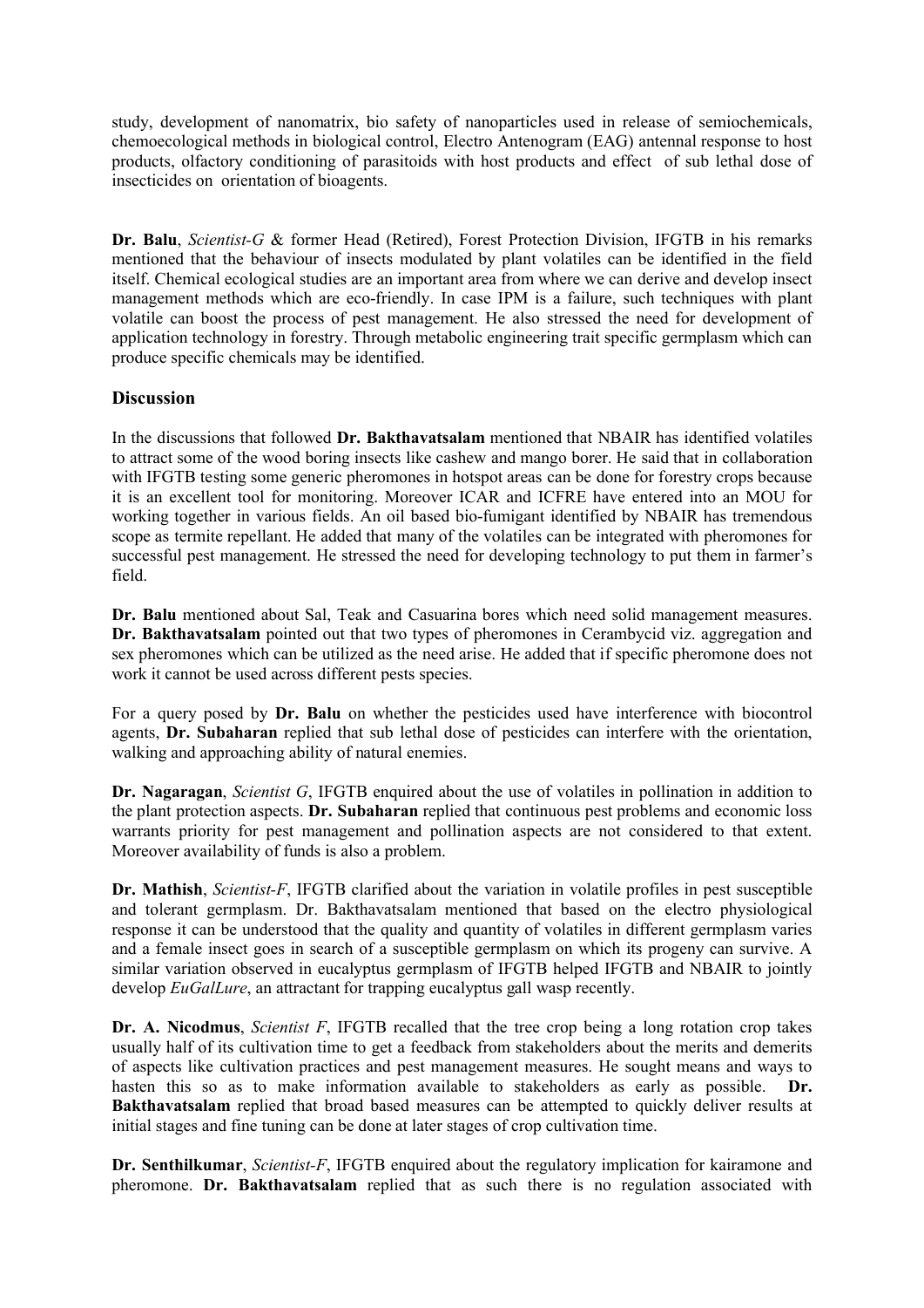study, development of nanomatrix, bio safety of nanoparticles used in release of semiochemicals, chemoecological methods in biological control, Electro Antenogram (EAG) antennal response to host products, olfactory conditioning of parasitoids with host products and effect of sub lethal dose of insecticides on orientation of bioagents.

**Dr. Balu**, *Scientist-G* & former Head (Retired), Forest Protection Division, IFGTB in his remarks mentioned that the behaviour of insects modulated by plant volatiles can be identified in the field itself. Chemical ecological studies are an important area from where we can derive and develop insect management methods which are eco-friendly. In case IPM is a failure, such techniques with plant volatile can boost the process of pest management. He also stressed the need for development of application technology in forestry. Through metabolic engineering trait specific germplasm which can produce specific chemicals may be identified.

## Discussion

In the discussions that followed **Dr. Bakthavatsalam** mentioned that NBAIR has identified volatiles to attract some of the wood boring insects like cashew and mango borer. He said that in collaboration with IFGTB testing some generic pheromones in hotspot areas can be done for forestry crops because it is an excellent tool for monitoring. Moreover ICAR and ICFRE have entered into an MOU for working together in various fields. An oil based bio-fumigant identified by NBAIR has tremendous scope as termite repellant. He added that many of the volatiles can be integrated with pheromones for successful pest management. He stressed the need for developing technology to put them in farmer's field.

**Dr. Balu** mentioned about Sal, Teak and Casuarina bores which need solid management measures. **Dr. Bakthavatsalam** pointed out that two types of pheromones in Cerambycid viz. aggregation and sex pheromones which can be utilized as the need arise. He added that if specific pheromone does not work it cannot be used across different pests species.

For a query posed by **Dr. Balu** on whether the pesticides used have interference with biocontrol agents, **Dr. Subaharan** replied that sub lethal dose of pesticides can interfere with the orientation, walking and approaching ability of natural enemies.

**Dr. Nagaragan**, *Scientist G*, IFGTB enquired about the use of volatiles in pollination in addition to the plant protection aspects. **Dr. Subaharan** replied that continuous pest problems and economic loss warrants priority for pest management and pollination aspects are not considered to that extent. Moreover availability of funds is also a problem.

**Dr. Mathish**, *Scientist-F*, IFGTB clarified about the variation in volatile profiles in pest susceptible and tolerant germplasm. Dr. Bakthavatsalam mentioned that based on the electro physiological response it can be understood that the quality and quantity of volatiles in different germplasm varies and a female insect goes in search of a susceptible germplasm on which its progeny can survive. A similar variation observed in eucalyptus germplasm of IFGTB helped IFGTB and NBAIR to jointly develop *EuGalLure*, an attractant for trapping eucalyptus gall wasp recently.

**Dr. A. Nicodmus**, *Scientist F*, IFGTB recalled that the tree crop being a long rotation crop takes usually half of its cultivation time to get a feedback from stakeholders about the merits and demerits of aspects like cultivation practices and pest management measures. He sought means and ways to hasten this so as to make information available to stakeholders as early as possible. **Dr. Bakthavatsalam** replied that broad based measures can be attempted to quickly deliver results at initial stages and fine tuning can be done at later stages of crop cultivation time.

**Dr. Senthilkumar**, *Scientist-F*, IFGTB enquired about the regulatory implication for kairamone and pheromone. **Dr. Bakthavatsalam** replied that as such there is no regulation associated with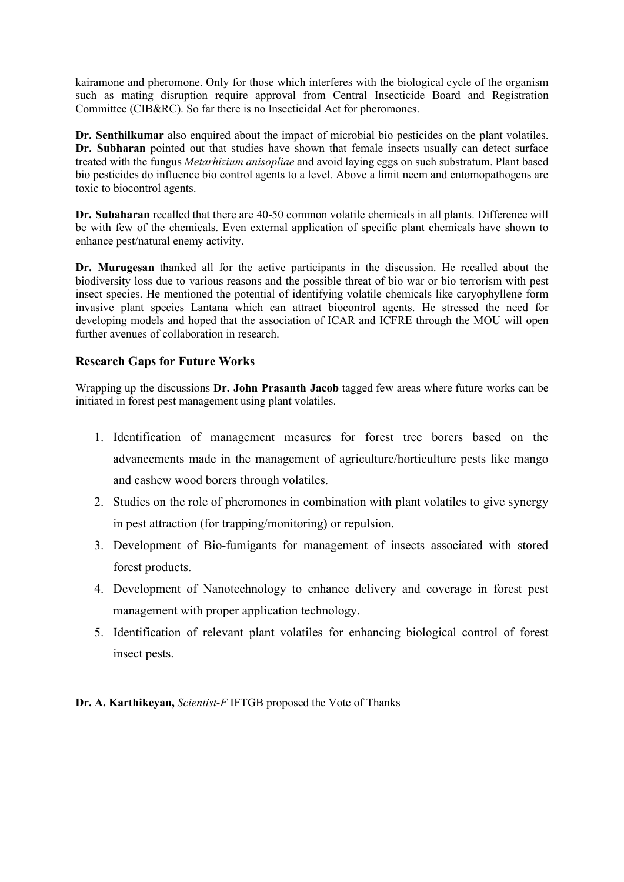kairamone and pheromone. Only for those which interferes with the biological cycle of the organism such as mating disruption require approval from Central Insecticide Board and Registration Committee (CIB&RC). So far there is no Insecticidal Act for pheromones.

**Dr. Senthilkumar** also enquired about the impact of microbial bio pesticides on the plant volatiles. **Dr. Subharan** pointed out that studies have shown that female insects usually can detect surface treated with the fungus *Metarhizium anisopliae* and avoid laying eggs on such substratum. Plant based bio pesticides do influence bio control agents to a level. Above a limit neem and entomopathogens are toxic to biocontrol agents.

**Dr. Subaharan** recalled that there are 40-50 common volatile chemicals in all plants. Difference will be with few of the chemicals. Even external application of specific plant chemicals have shown to enhance pest/natural enemy activity.

**Dr. Murugesan** thanked all for the active participants in the discussion. He recalled about the biodiversity loss due to various reasons and the possible threat of bio war or bio terrorism with pest insect species. He mentioned the potential of identifying volatile chemicals like caryophyllene form invasive plant species Lantana which can attract biocontrol agents. He stressed the need for developing models and hoped that the association of ICAR and ICFRE through the MOU will open further avenues of collaboration in research.

## Research Gaps for Future Works

Wrapping up the discussions **Dr. John Prasanth Jacob** tagged few areas where future works can be initiated in forest pest management using plant volatiles.

1. Identification of management measures for forest tree borers based on the advancements made in the management of agriculture/horticulture pests like mango and cashew wood borers through volatiles.
2. Studies on the role of pheromones in combination with plant volatiles to give synergy in pest attraction (for trapping/monitoring) or repulsion.
3. Development of Bio-fumigants for management of insects associated with stored forest products.
4. Development of Nanotechnology to enhance delivery and coverage in forest pest management with proper application technology.
5. Identification of relevant plant volatiles for enhancing biological control of forest insect pests.

**Dr. A. Karthikeyan,** *Scientist-F* IFTGB proposed the Vote of Thanks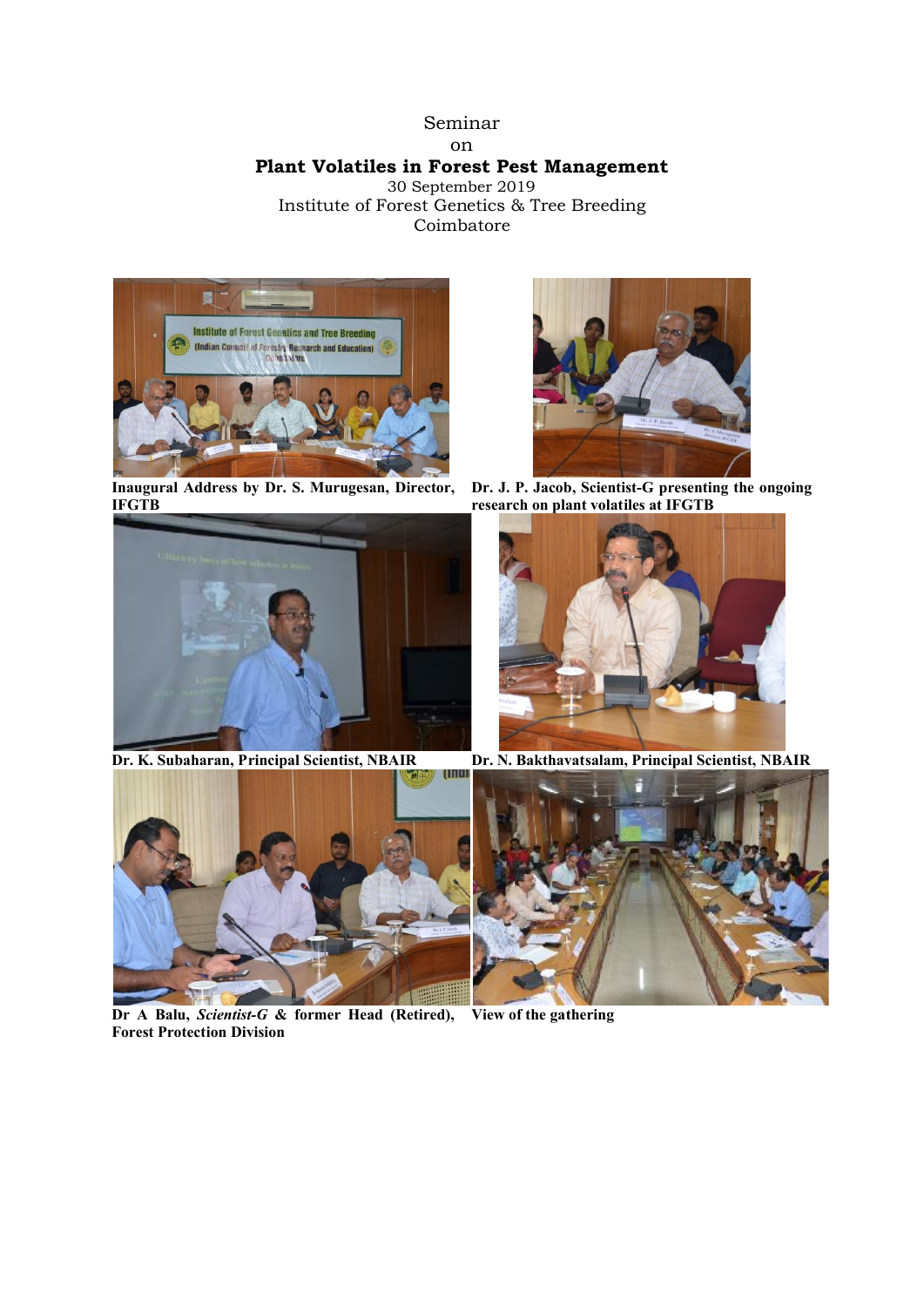Seminar

on

# Plant Volatiles in Forest Pest Management

30 September 2019

Institute of Forest Genetics & Tree Breeding

Coimbatore

**Inaugural Address by Dr. S. Murugesan, Director, IFGTB**

**Dr. J. P. Jacob, Scientist-G presenting the ongoing research on plant volatiles at IFGTB**

**Dr. K. Subaharan, Principal Scientist, NBAIR**

**Dr. N. Bakthavatsalam, Principal Scientist, NBAIR**

**Dr A Balu, *Scientist-G* & former Head (Retired), Forest Protection Division**

**View of the gathering**